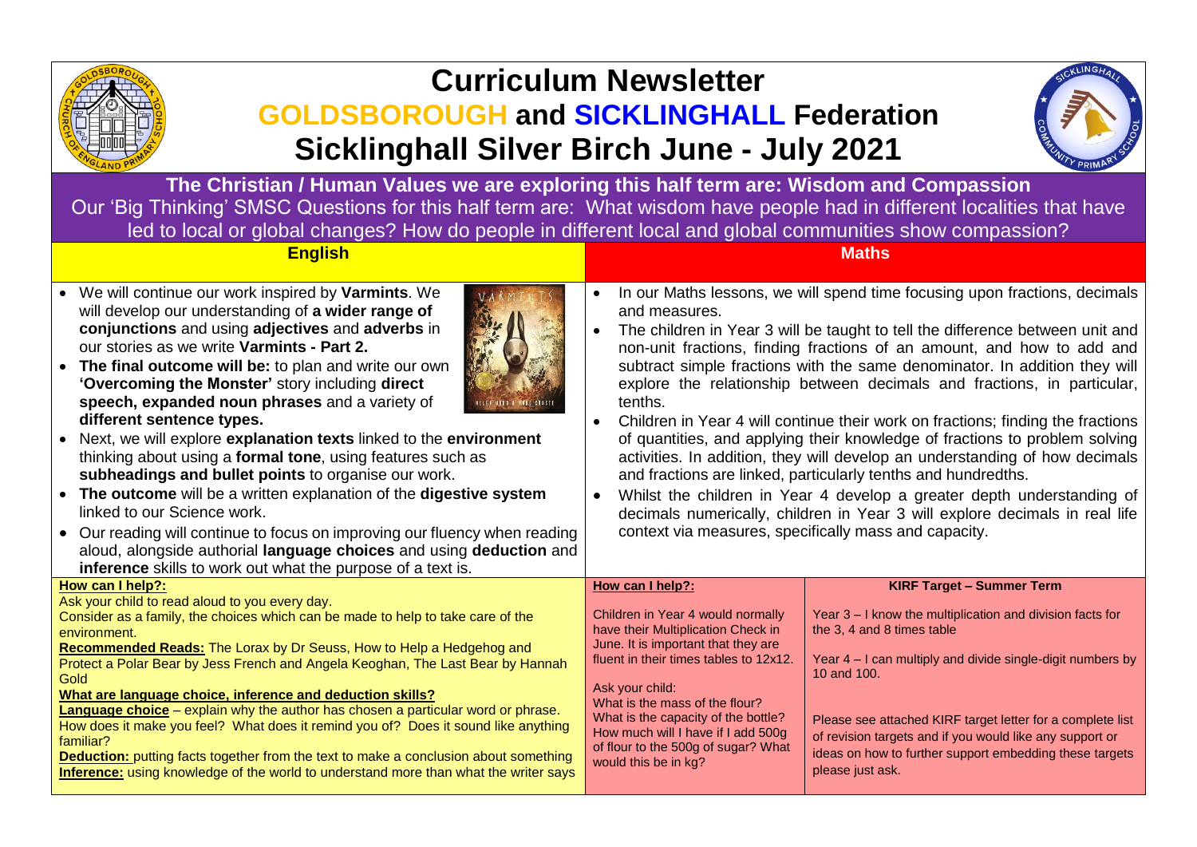# Curriculum Newsletter

## GOLDSBOROUGH and SICKLINGHALL Federation

## Sicklinghall Silver Birch June - July 2021

**The Christian / Human Values we are exploring this half term are: Wisdom and Compassion**

Our 'Big Thinking' SMSC Questions for this half term are: What wisdom have people had in different localities that have led to local or global changes? How do people in different local and global communities show compassion?

### English

- We will continue our work inspired by **Varmints**. We will develop our understanding of **a wider range of conjunctions** and using **adjectives** and **adverbs** in our stories as we write **Varmints - Part 2.**
- **The final outcome will be:** to plan and write our own **'Overcoming the Monster'** story including **direct speech, expanded noun phrases** and a variety of **different sentence types.**
- Next, we will explore **explanation texts** linked to the **environment** thinking about using a **formal tone**, using features such as **subheadings and bullet points** to organise our work.
- **The outcome** will be a written explanation of the **digestive system** linked to our Science work.
- Our reading will continue to focus on improving our fluency when reading aloud, alongside authorial **language choices** and using **deduction** and **inference** skills to work out what the purpose of a text is.

**How can I help?:**

Ask your child to read aloud to you every day.

Consider as a family, the choices which can be made to help to take care of the environment.

**Recommended Reads:** The Lorax by Dr Seuss, How to Help a Hedgehog and Protect a Polar Bear by Jess French and Angela Keoghan, The Last Bear by Hannah Gold

**What are language choice, inference and deduction skills?**

**Language choice** – explain why the author has chosen a particular word or phrase. How does it make you feel? What does it remind you of? Does it sound like anything familiar?

**Deduction:** putting facts together from the text to make a conclusion about something

**Inference:** using knowledge of the world to understand more than what the writer says

### Maths

- In our Maths lessons, we will spend time focusing upon fractions, decimals and measures.
- The children in Year 3 will be taught to tell the difference between unit and non-unit fractions, finding fractions of an amount, and how to add and subtract simple fractions with the same denominator. In addition they will explore the relationship between decimals and fractions, in particular, tenths.
- Children in Year 4 will continue their work on fractions; finding the fractions of quantities, and applying their knowledge of fractions to problem solving activities. In addition, they will develop an understanding of how decimals and fractions are linked, particularly tenths and hundredths.
- Whilst the children in Year 4 develop a greater depth understanding of decimals numerically, children in Year 3 will explore decimals in real life context via measures, specifically mass and capacity.

**How can I help?:**

Children in Year 4 would normally have their Multiplication Check in June. It is important that they are fluent in their times tables to 12x12.

Ask your child:
What is the mass of the flour?
What is the capacity of the bottle?
How much will I have if I add 500g of flour to the 500g of sugar? What would this be in kg?

**KIRF Target – Summer Term**

Year 3 – I know the multiplication and division facts for the 3, 4 and 8 times table

Year 4 – I can multiply and divide single-digit numbers by 10 and 100.

Please see attached KIRF target letter for a complete list of revision targets and if you would like any support or ideas on how to further support embedding these targets please just ask.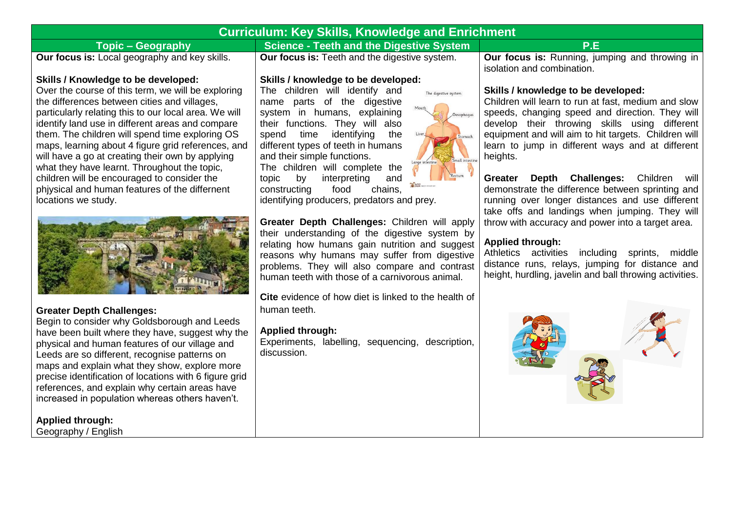# Curriculum: Key Skills, Knowledge and Enrichment

## Topic – Geography

**Our focus is:** Local geography and key skills.

**Skills / Knowledge to be developed:**
Over the course of this term, we will be exploring the differences between cities and villages, particularly relating this to our local area. We will identify land use in different areas and compare them. The children will spend time exploring OS maps, learning about 4 figure grid references, and will have a go at creating their own by applying what they have learnt. Throughout the topic, children will be encouraged to consider the phjysical and human features of the differnent locations we study.

**Greater Depth Challenges:**
Begin to consider why Goldsborough and Leeds have been built where they have, suggest why the physical and human features of our village and Leeds are so different, recognise patterns on maps and explain what they show, explore more precise identification of locations with 6 figure grid references, and explain why certain areas have increased in population whereas others haven't.

**Applied through:**
Geography / English

## Science - Teeth and the Digestive System

**Our focus is:** Teeth and the digestive system.

**Skills / knowledge to be developed:**
The children will identify and name parts of the digestive system in humans, explaining their functions. They will also spend time identifying the different types of teeth in humans and their simple functions.
The children will complete the topic by interpreting and constructing food chains, identifying producers, predators and prey.

**Greater Depth Challenges:** Children will apply their understanding of the digestive system by relating how humans gain nutrition and suggest reasons why humans may suffer from digestive problems. They will also compare and contrast human teeth with those of a carnivorous animal.

**Cite** evidence of how diet is linked to the health of human teeth.

**Applied through:**
Experiments, labelling, sequencing, description, discussion.

## P.E

**Our focus is:** Running, jumping and throwing in isolation and combination.

**Skills / knowledge to be developed:**
Children will learn to run at fast, medium and slow speeds, changing speed and direction. They will develop their throwing skills using different equipment and will aim to hit targets. Children will learn to jump in different ways and at different heights.

**Greater Depth Challenges:** Children will demonstrate the difference between sprinting and running over longer distances and use different take offs and landings when jumping. They will throw with accuracy and power into a target area.

**Applied through:**
Athletics activities including sprints, middle distance runs, relays, jumping for distance and height, hurdling, javelin and ball throwing activities.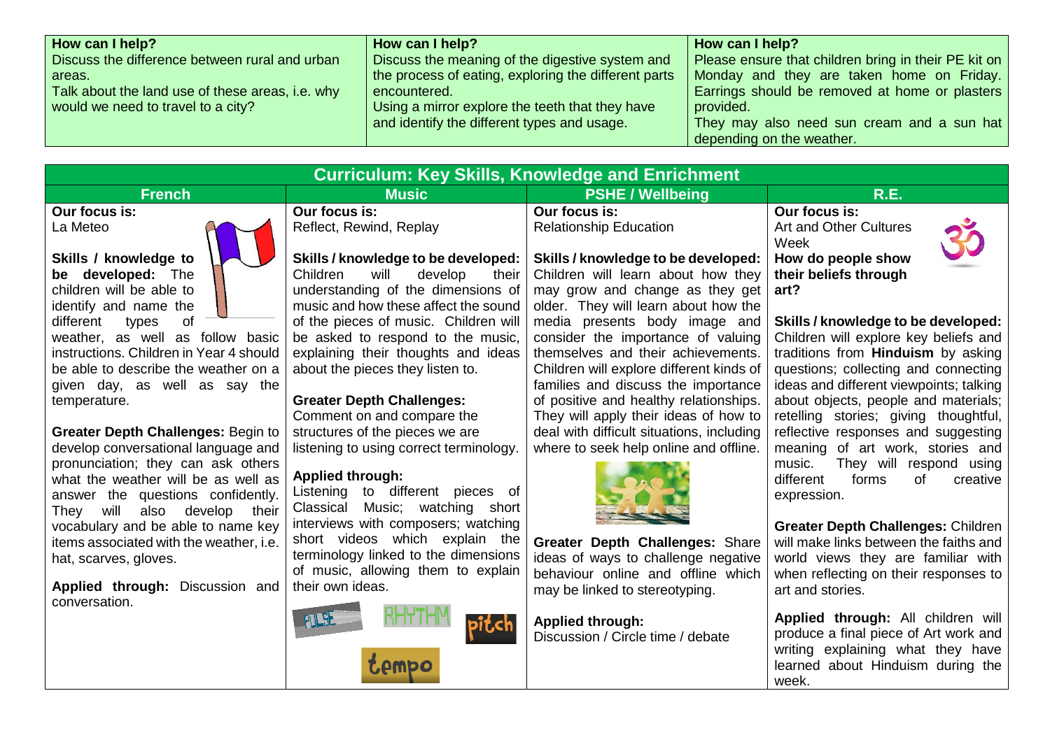| How can I help? | How can I help? | How can I help? |
|---|---|---|
| Discuss the difference between rural and urban areas.<br>Talk about the land use of these areas, i.e. why would we need to travel to a city? | Discuss the meaning of the digestive system and the process of eating, exploring the different parts encountered.<br>Using a mirror explore the teeth that they have and identify the different types and usage. | Please ensure that children bring in their PE kit on Monday and they are taken home on Friday. Earrings should be removed at home or plasters provided.<br>They may also need sun cream and a sun hat depending on the weather. |

## Curriculum: Key Skills, Knowledge and Enrichment

| French | Music | PSHE / Wellbeing | R.E. |
|---|---|---|---|
| **Our focus is:**<br>La Meteo<br><br>**Skills / knowledge to be developed:** The children will be able to identify and name the different types of weather, as well as follow basic instructions. Children in Year 4 should be able to describe the weather on a given day, as well as say the temperature.<br><br>**Greater Depth Challenges:** Begin to develop conversational language and pronunciation; they can ask others what the weather will be as well as answer the questions confidently. They will also develop their vocabulary and be able to name key items associated with the weather, i.e. hat, scarves, gloves.<br><br>**Applied through:** Discussion and conversation. | **Our focus is:**<br>Reflect, Rewind, Replay<br><br>**Skills / knowledge to be developed:** Children will develop their understanding of the dimensions of music and how these affect the sound of the pieces of music. Children will be asked to respond to the music, explaining their thoughts and ideas about the pieces they listen to.<br><br>**Greater Depth Challenges:**<br>Comment on and compare the structures of the pieces we are listening to using correct terminology.<br><br>**Applied through:**<br>Listening to different pieces of Classical Music; watching short interviews with composers; watching short videos which explain the terminology linked to the dimensions of music, allowing them to explain their own ideas. | **Our focus is:**<br>Relationship Education<br><br>**Skills / knowledge to be developed:** Children will learn about how they may grow and change as they get older. They will learn about how the media presents body image and consider the importance of valuing themselves and their achievements. Children will explore different kinds of families and discuss the importance of positive and healthy relationships. They will apply their ideas of how to deal with difficult situations, including where to seek help online and offline.<br><br>**Greater Depth Challenges:** Share ideas of ways to challenge negative behaviour online and offline which may be linked to stereotyping.<br><br>**Applied through:**<br>Discussion / Circle time / debate | **Our focus is:**<br>Art and Other Cultures Week<br>**How do people show their beliefs through art?**<br><br>**Skills / knowledge to be developed:** Children will explore key beliefs and traditions from **Hinduism** by asking questions; collecting and connecting ideas and different viewpoints; talking about objects, people and materials; retelling stories; giving thoughtful, reflective responses and suggesting meaning of art work, stories and music. They will respond using different forms of creative expression.<br><br>**Greater Depth Challenges:** Children will make links between the faiths and world views they are familiar with when reflecting on their responses to art and stories.<br><br>**Applied through:** All children will produce a final piece of Art work and writing explaining what they have learned about Hinduism during the week. |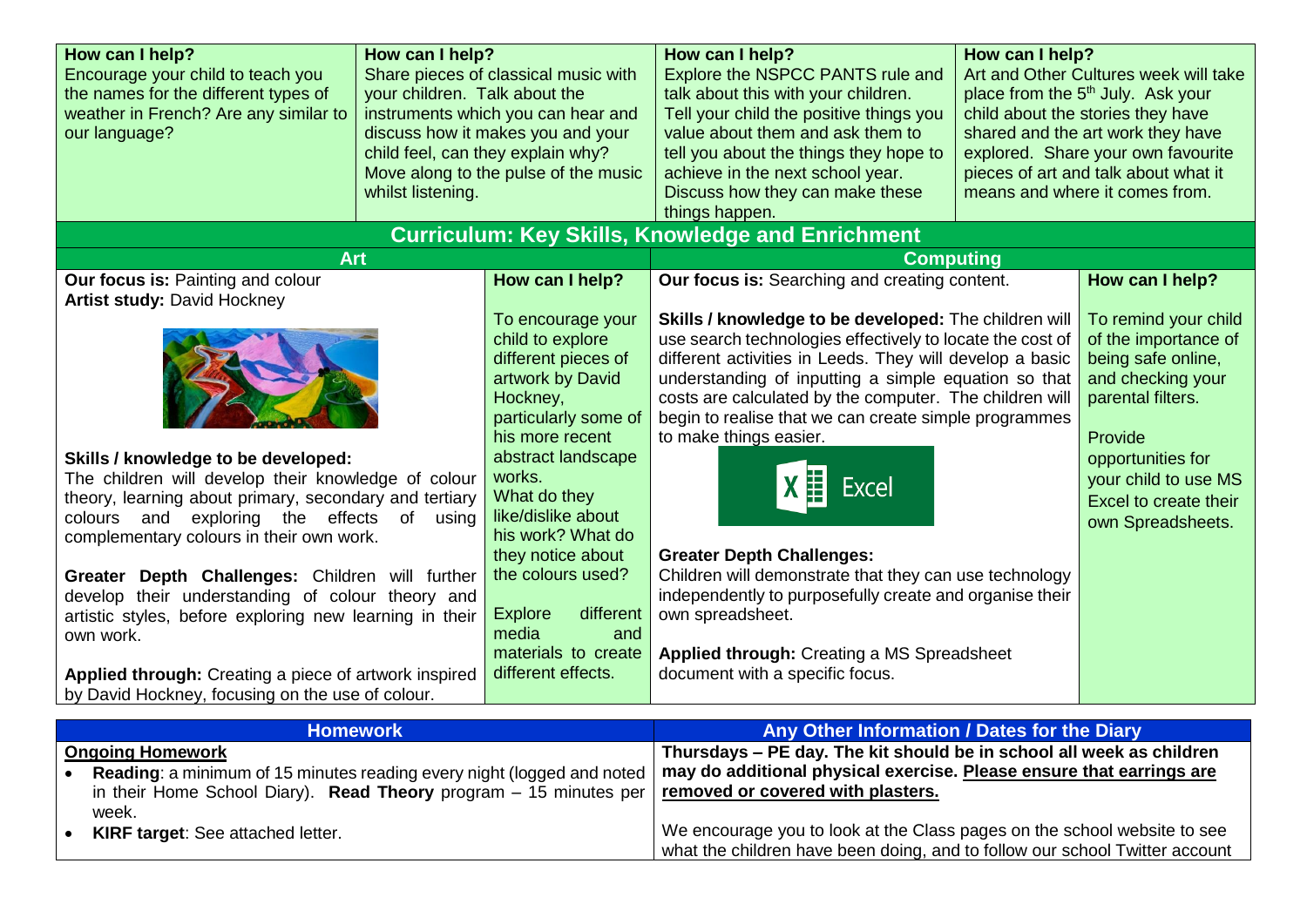| How can I help? | How can I help? | How can I help? | How can I help? |
|---|---|---|---|
| Encourage your child to teach you the names for the different types of weather in French? Are any similar to our language? | Share pieces of classical music with your children. Talk about the instruments which you can hear and discuss how it makes you and your child feel, can they explain why? Move along to the pulse of the music whilst listening. | Explore the NSPCC PANTS rule and talk about this with your children. Tell your child the positive things you value about them and ask them to tell you about the things they hope to achieve in the next school year. Discuss how they can make these things happen. | Art and Other Cultures week will take place from the 5th July. Ask your child about the stories they have shared and the art work they have explored. Share your own favourite pieces of art and talk about what it means and where it comes from. |

## Curriculum: Key Skills, Knowledge and Enrichment

| Art | | Computing | |
|---|---|---|---|
| **Our focus is:** Painting and colour<br>**Artist study:** David Hockney<br><br>**Skills / knowledge to be developed:**<br>The children will develop their knowledge of colour theory, learning about primary, secondary and tertiary colours and exploring the effects of using complementary colours in their own work.<br><br>**Greater Depth Challenges:** Children will further develop their understanding of colour theory and artistic styles, before exploring new learning in their own work.<br><br>**Applied through:** Creating a piece of artwork inspired by David Hockney, focusing on the use of colour. | **How can I help?**<br><br>To encourage your child to explore different pieces of artwork by David Hockney, particularly some of his more recent abstract landscape works.<br>What do they like/dislike about his work? What do they notice about the colours used?<br><br>Explore different media and materials to create different effects. | **Our focus is:** Searching and creating content.<br><br>**Skills / knowledge to be developed:** The children will use search technologies effectively to locate the cost of different activities in Leeds. They will develop a basic understanding of inputting a simple equation so that costs are calculated by the computer. The children will begin to realise that we can create simple programmes to make things easier.<br><br>Excel<br><br>**Greater Depth Challenges:**<br>Children will demonstrate that they can use technology independently to purposefully create and organise their own spreadsheet.<br><br>**Applied through:** Creating a MS Spreadsheet document with a specific focus. | **How can I help?**<br><br>To remind your child of the importance of being safe online, and checking your parental filters.<br><br>Provide opportunities for your child to use MS Excel to create their own Spreadsheets. |

| Homework | Any Other Information / Dates for the Diary |
|---|---|
| **Ongoing Homework**<br>• **Reading**: a minimum of 15 minutes reading every night (logged and noted in their Home School Diary). **Read Theory** program – 15 minutes per week.<br>• **KIRF target**: See attached letter. | **Thursdays – PE day. The kit should be in school all week as children may do additional physical exercise. Please ensure that earrings are removed or covered with plasters.**<br><br>We encourage you to look at the Class pages on the school website to see what the children have been doing, and to follow our school Twitter account |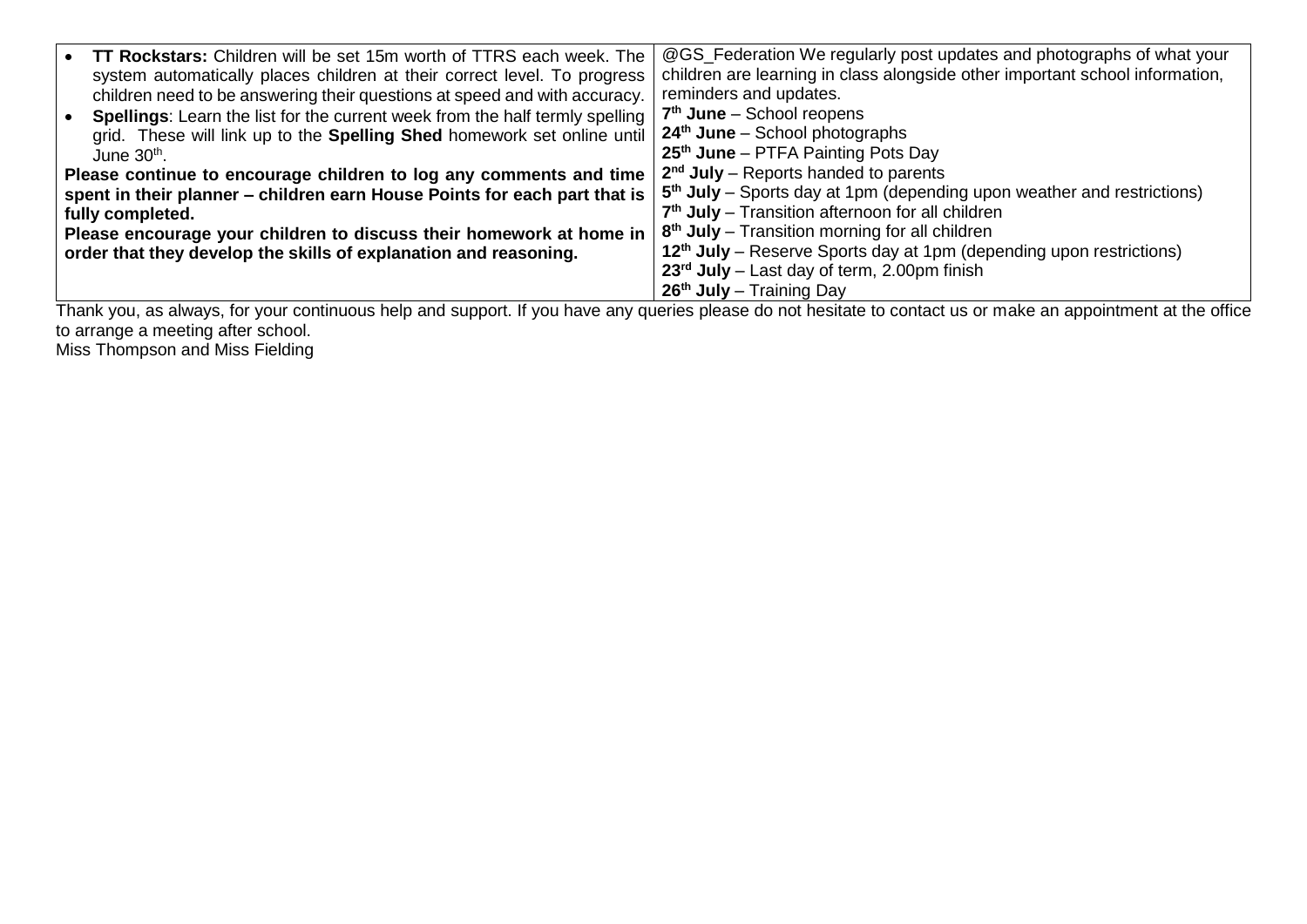| | |
|---|---|
| • **TT Rockstars:** Children will be set 15m worth of TTRS each week. The system automatically places children at their correct level. To progress children need to be answering their questions at speed and with accuracy.<br>• **Spellings**: Learn the list for the current week from the half termly spelling grid. These will link up to the **Spelling Shed** homework set online until June 30th.<br>**Please continue to encourage children to log any comments and time spent in their planner – children earn House Points for each part that is fully completed.**<br>**Please encourage your children to discuss their homework at home in order that they develop the skills of explanation and reasoning.** | @GS_Federation We regularly post updates and photographs of what your children are learning in class alongside other important school information, reminders and updates.<br>**7th June** – School reopens<br>**24th June** – School photographs<br>**25th June** – PTFA Painting Pots Day<br>**2nd July** – Reports handed to parents<br>**5th July** – Sports day at 1pm (depending upon weather and restrictions)<br>**7th July** – Transition afternoon for all children<br>**8th July** – Transition morning for all children<br>**12th July** – Reserve Sports day at 1pm (depending upon restrictions)<br>**23rd July** – Last day of term, 2.00pm finish<br>**26th July** – Training Day |

Thank you, as always, for your continuous help and support. If you have any queries please do not hesitate to contact us or make an appointment at the office to arrange a meeting after school.

Miss Thompson and Miss Fielding